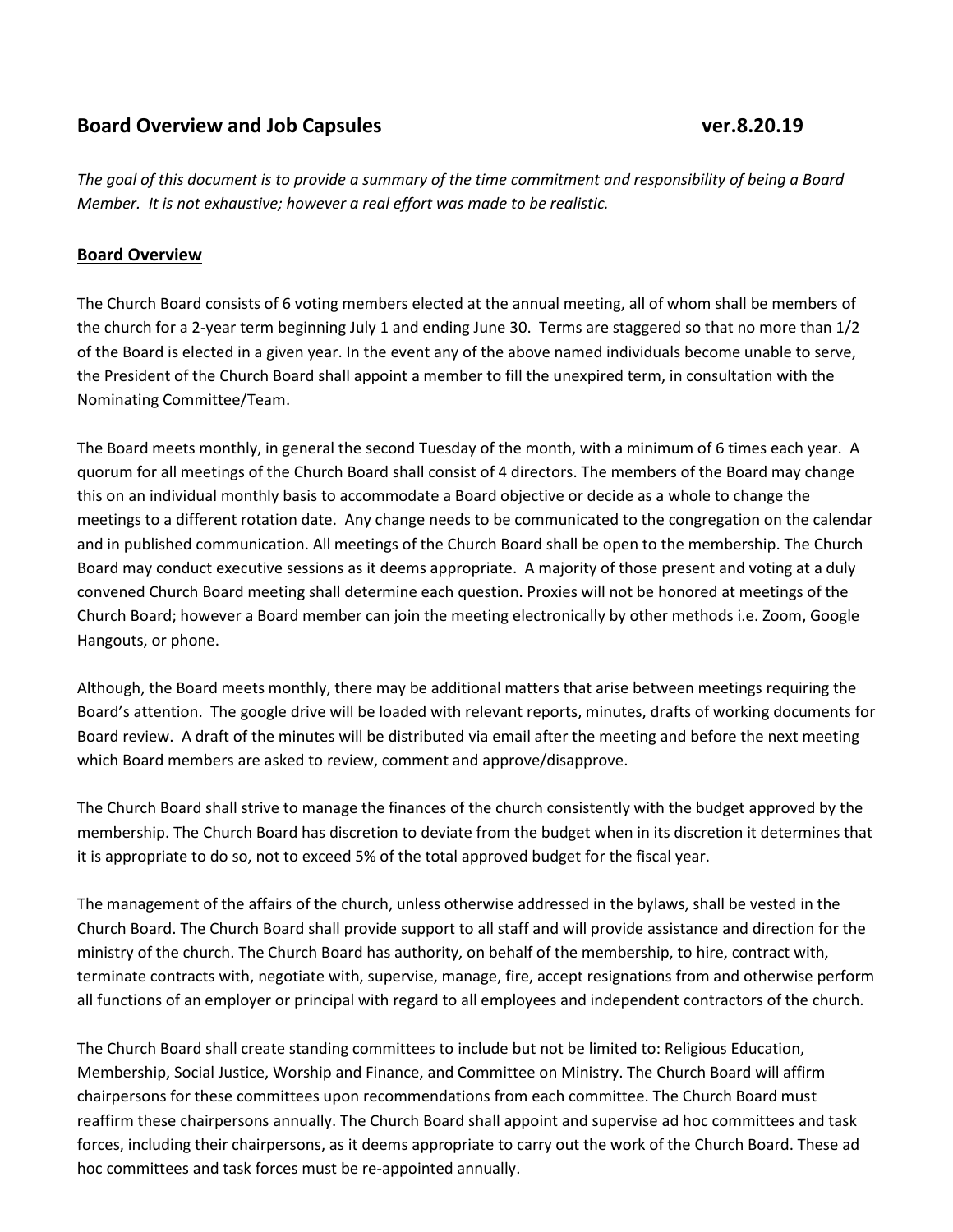## Board Overview and Job Capsules ver.8.20.19

*The goal of this document is to provide a summary of the time commitment and responsibility of being a Board Member. It is not exhaustive; however a real effort was made to be realistic.*

### Board Overview

The Church Board consists of 6 voting members elected at the annual meeting, all of whom shall be members of the church for a 2-year term beginning July 1 and ending June 30. Terms are staggered so that no more than 1/2 of the Board is elected in a given year. In the event any of the above named individuals become unable to serve, the President of the Church Board shall appoint a member to fill the unexpired term, in consultation with the Nominating Committee/Team.

The Board meets monthly, in general the second Tuesday of the month, with a minimum of 6 times each year. A quorum for all meetings of the Church Board shall consist of 4 directors. The members of the Board may change this on an individual monthly basis to accommodate a Board objective or decide as a whole to change the meetings to a different rotation date. Any change needs to be communicated to the congregation on the calendar and in published communication. All meetings of the Church Board shall be open to the membership. The Church Board may conduct executive sessions as it deems appropriate. A majority of those present and voting at a duly convened Church Board meeting shall determine each question. Proxies will not be honored at meetings of the Church Board; however a Board member can join the meeting electronically by other methods i.e. Zoom, Google Hangouts, or phone.

Although, the Board meets monthly, there may be additional matters that arise between meetings requiring the Board's attention. The google drive will be loaded with relevant reports, minutes, drafts of working documents for Board review. A draft of the minutes will be distributed via email after the meeting and before the next meeting which Board members are asked to review, comment and approve/disapprove.

The Church Board shall strive to manage the finances of the church consistently with the budget approved by the membership. The Church Board has discretion to deviate from the budget when in its discretion it determines that it is appropriate to do so, not to exceed 5% of the total approved budget for the fiscal year.

The management of the affairs of the church, unless otherwise addressed in the bylaws, shall be vested in the Church Board. The Church Board shall provide support to all staff and will provide assistance and direction for the ministry of the church. The Church Board has authority, on behalf of the membership, to hire, contract with, terminate contracts with, negotiate with, supervise, manage, fire, accept resignations from and otherwise perform all functions of an employer or principal with regard to all employees and independent contractors of the church.

The Church Board shall create standing committees to include but not be limited to: Religious Education, Membership, Social Justice, Worship and Finance, and Committee on Ministry. The Church Board will affirm chairpersons for these committees upon recommendations from each committee. The Church Board must reaffirm these chairpersons annually. The Church Board shall appoint and supervise ad hoc committees and task forces, including their chairpersons, as it deems appropriate to carry out the work of the Church Board. These ad hoc committees and task forces must be re-appointed annually.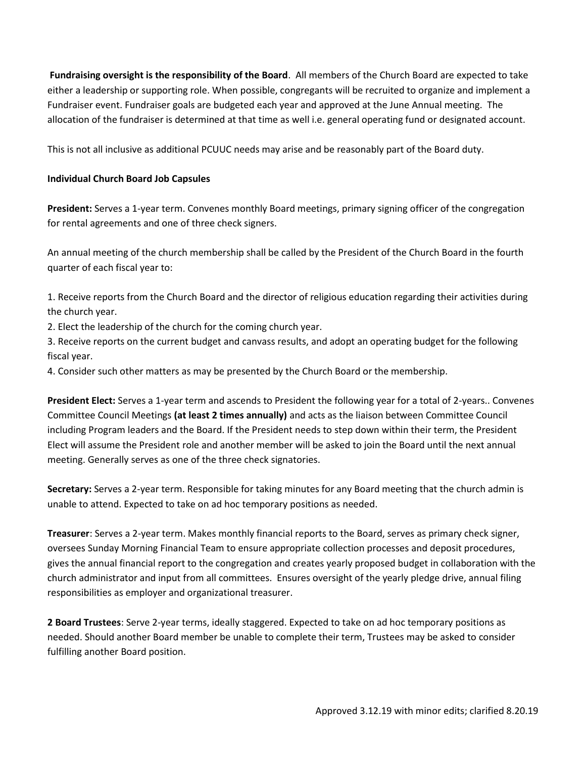**Fundraising oversight is the responsibility of the Board**. All members of the Church Board are expected to take either a leadership or supporting role. When possible, congregants will be recruited to organize and implement a Fundraiser event. Fundraiser goals are budgeted each year and approved at the June Annual meeting. The allocation of the fundraiser is determined at that time as well i.e. general operating fund or designated account.

This is not all inclusive as additional PCUUC needs may arise and be reasonably part of the Board duty.

**Individual Church Board Job Capsules**

**President:** Serves a 1-year term. Convenes monthly Board meetings, primary signing officer of the congregation for rental agreements and one of three check signers.

An annual meeting of the church membership shall be called by the President of the Church Board in the fourth quarter of each fiscal year to:

1. Receive reports from the Church Board and the director of religious education regarding their activities during the church year.
2. Elect the leadership of the church for the coming church year.
3. Receive reports on the current budget and canvass results, and adopt an operating budget for the following fiscal year.
4. Consider such other matters as may be presented by the Church Board or the membership.

**President Elect:** Serves a 1-year term and ascends to President the following year for a total of 2-years.. Convenes Committee Council Meetings **(at least 2 times annually)** and acts as the liaison between Committee Council including Program leaders and the Board. If the President needs to step down within their term, the President Elect will assume the President role and another member will be asked to join the Board until the next annual meeting. Generally serves as one of the three check signatories.

**Secretary:** Serves a 2-year term. Responsible for taking minutes for any Board meeting that the church admin is unable to attend. Expected to take on ad hoc temporary positions as needed.

**Treasurer**: Serves a 2-year term. Makes monthly financial reports to the Board, serves as primary check signer, oversees Sunday Morning Financial Team to ensure appropriate collection processes and deposit procedures, gives the annual financial report to the congregation and creates yearly proposed budget in collaboration with the church administrator and input from all committees. Ensures oversight of the yearly pledge drive, annual filing responsibilities as employer and organizational treasurer.

**2 Board Trustees**: Serve 2-year terms, ideally staggered. Expected to take on ad hoc temporary positions as needed. Should another Board member be unable to complete their term, Trustees may be asked to consider fulfilling another Board position.

Approved 3.12.19 with minor edits; clarified 8.20.19